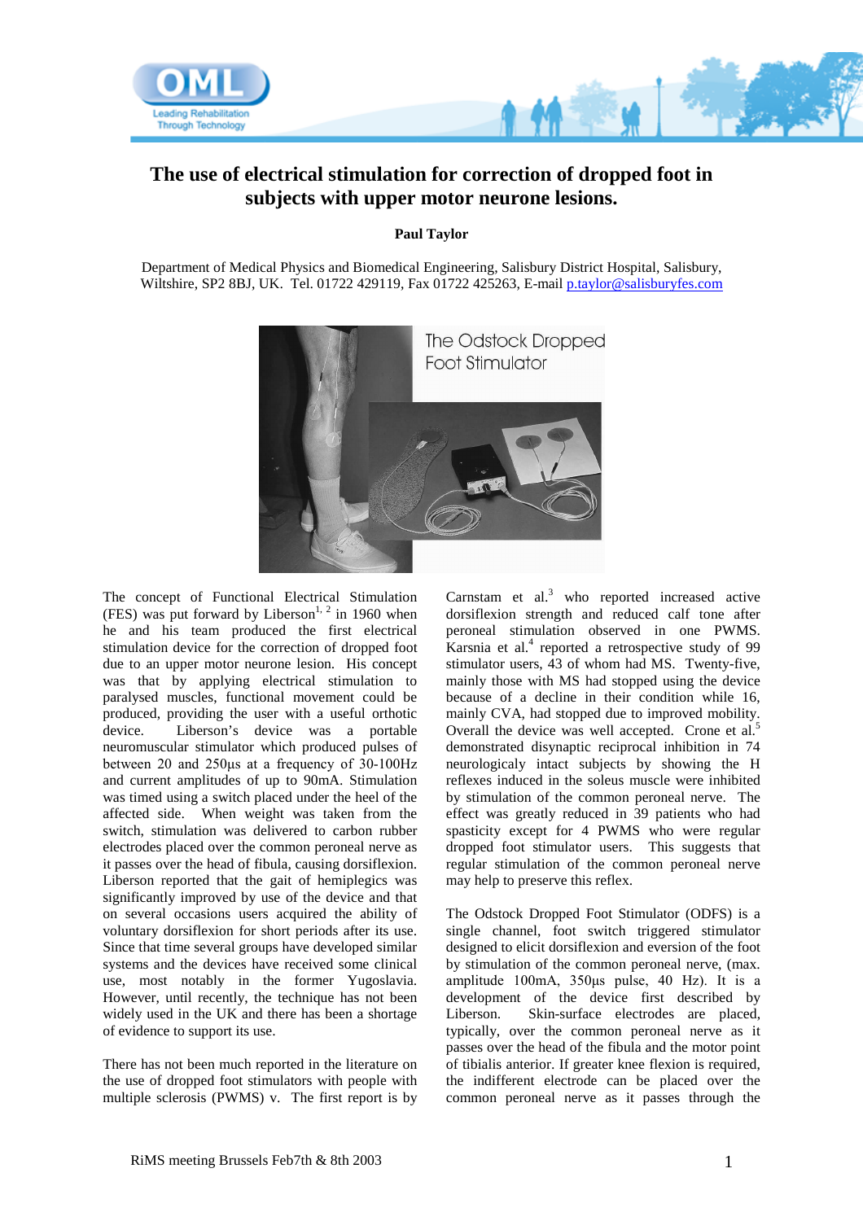# The use of electrical stimulation for correction of dropped foot in subjects with upper motor neurone lesions.

**Paul Taylor**

Department of Medical Physics and Biomedical Engineering, Salisbury District Hospital, Salisbury, Wiltshire, SP2 8BJ, UK. Tel. 01722 429119, Fax 01722 425263, E-mail p.taylor@salisburyfes.com

The Odstock Dropped Foot Stimulator

The concept of Functional Electrical Stimulation (FES) was put forward by Liberson[1, 2] in 1960 when he and his team produced the first electrical stimulation device for the correction of dropped foot due to an upper motor neurone lesion. His concept was that by applying electrical stimulation to paralysed muscles, functional movement could be produced, providing the user with a useful orthotic device. Liberson's device was a portable neuromuscular stimulator which produced pulses of between 20 and 250µs at a frequency of 30-100Hz and current amplitudes of up to 90mA. Stimulation was timed using a switch placed under the heel of the affected side. When weight was taken from the switch, stimulation was delivered to carbon rubber electrodes placed over the common peroneal nerve as it passes over the head of fibula, causing dorsiflexion. Liberson reported that the gait of hemiplegics was significantly improved by use of the device and that on several occasions users acquired the ability of voluntary dorsiflexion for short periods after its use. Since that time several groups have developed similar systems and the devices have received some clinical use, most notably in the former Yugoslavia. However, until recently, the technique has not been widely used in the UK and there has been a shortage of evidence to support its use.

There has not been much reported in the literature on the use of dropped foot stimulators with people with multiple sclerosis (PWMS) v. The first report is by Carnstam et al.[3] who reported increased active dorsiflexion strength and reduced calf tone after peroneal stimulation observed in one PWMS. Karsnia et al.[4] reported a retrospective study of 99 stimulator users, 43 of whom had MS. Twenty-five, mainly those with MS had stopped using the device because of a decline in their condition while 16, mainly CVA, had stopped due to improved mobility. Overall the device was well accepted. Crone et al.[5] demonstrated disynaptic reciprocal inhibition in 74 neurologicaly intact subjects by showing the H reflexes induced in the soleus muscle were inhibited by stimulation of the common peroneal nerve. The effect was greatly reduced in 39 patients who had spasticity except for 4 PWMS who were regular dropped foot stimulator users. This suggests that regular stimulation of the common peroneal nerve may help to preserve this reflex.

The Odstock Dropped Foot Stimulator (ODFS) is a single channel, foot switch triggered stimulator designed to elicit dorsiflexion and eversion of the foot by stimulation of the common peroneal nerve, (max. amplitude 100mA, 350µs pulse, 40 Hz). It is a development of the device first described by Liberson. Skin-surface electrodes are placed, typically, over the common peroneal nerve as it passes over the head of the fibula and the motor point of tibialis anterior. If greater knee flexion is required, the indifferent electrode can be placed over the common peroneal nerve as it passes through the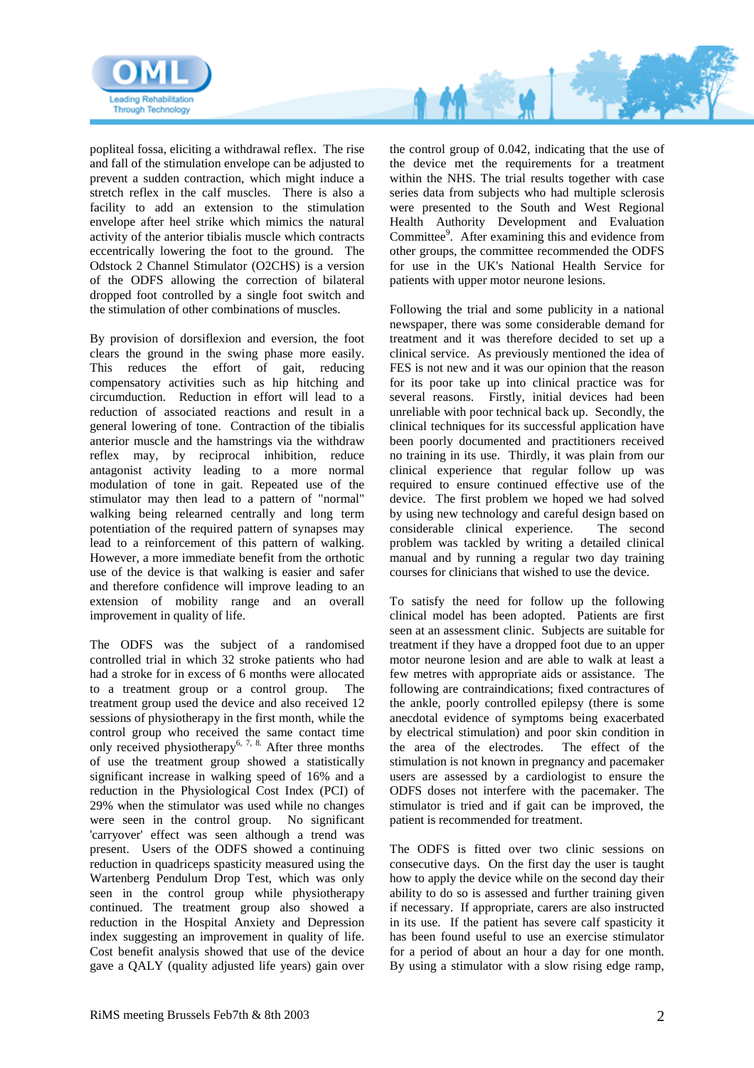popliteal fossa, eliciting a withdrawal reflex. The rise and fall of the stimulation envelope can be adjusted to prevent a sudden contraction, which might induce a stretch reflex in the calf muscles. There is also a facility to add an extension to the stimulation envelope after heel strike which mimics the natural activity of the anterior tibialis muscle which contracts eccentrically lowering the foot to the ground. The Odstock 2 Channel Stimulator (O2CHS) is a version of the ODFS allowing the correction of bilateral dropped foot controlled by a single foot switch and the stimulation of other combinations of muscles.

By provision of dorsiflexion and eversion, the foot clears the ground in the swing phase more easily. This reduces the effort of gait, reducing compensatory activities such as hip hitching and circumduction. Reduction in effort will lead to a reduction of associated reactions and result in a general lowering of tone. Contraction of the tibialis anterior muscle and the hamstrings via the withdraw reflex may, by reciprocal inhibition, reduce antagonist activity leading to a more normal modulation of tone in gait. Repeated use of the stimulator may then lead to a pattern of "normal" walking being relearned centrally and long term potentiation of the required pattern of synapses may lead to a reinforcement of this pattern of walking. However, a more immediate benefit from the orthotic use of the device is that walking is easier and safer and therefore confidence will improve leading to an extension of mobility range and an overall improvement in quality of life.

The ODFS was the subject of a randomised controlled trial in which 32 stroke patients who had had a stroke for in excess of 6 months were allocated to a treatment group or a control group. The treatment group used the device and also received 12 sessions of physiotherapy in the first month, while the control group who received the same contact time only received physiotherapy[6, 7, 8]. After three months of use the treatment group showed a statistically significant increase in walking speed of 16% and a reduction in the Physiological Cost Index (PCI) of 29% when the stimulator was used while no changes were seen in the control group. No significant 'carryover' effect was seen although a trend was present. Users of the ODFS showed a continuing reduction in quadriceps spasticity measured using the Wartenberg Pendulum Drop Test, which was only seen in the control group while physiotherapy continued. The treatment group also showed a reduction in the Hospital Anxiety and Depression index suggesting an improvement in quality of life. Cost benefit analysis showed that use of the device gave a QALY (quality adjusted life years) gain over the control group of 0.042, indicating that the use of the device met the requirements for a treatment within the NHS. The trial results together with case series data from subjects who had multiple sclerosis were presented to the South and West Regional Health Authority Development and Evaluation Committee[9]. After examining this and evidence from other groups, the committee recommended the ODFS for use in the UK's National Health Service for patients with upper motor neurone lesions.

Following the trial and some publicity in a national newspaper, there was some considerable demand for treatment and it was therefore decided to set up a clinical service. As previously mentioned the idea of FES is not new and it was our opinion that the reason for its poor take up into clinical practice was for several reasons. Firstly, initial devices had been unreliable with poor technical back up. Secondly, the clinical techniques for its successful application have been poorly documented and practitioners received no training in its use. Thirdly, it was plain from our clinical experience that regular follow up was required to ensure continued effective use of the device. The first problem we hoped we had solved by using new technology and careful design based on considerable clinical experience. The second problem was tackled by writing a detailed clinical manual and by running a regular two day training courses for clinicians that wished to use the device.

To satisfy the need for follow up the following clinical model has been adopted. Patients are first seen at an assessment clinic. Subjects are suitable for treatment if they have a dropped foot due to an upper motor neurone lesion and are able to walk at least a few metres with appropriate aids or assistance. The following are contraindications; fixed contractures of the ankle, poorly controlled epilepsy (there is some anecdotal evidence of symptoms being exacerbated by electrical stimulation) and poor skin condition in the area of the electrodes. The effect of the stimulation is not known in pregnancy and pacemaker users are assessed by a cardiologist to ensure the ODFS doses not interfere with the pacemaker. The stimulator is tried and if gait can be improved, the patient is recommended for treatment.

The ODFS is fitted over two clinic sessions on consecutive days. On the first day the user is taught how to apply the device while on the second day their ability to do so is assessed and further training given if necessary. If appropriate, carers are also instructed in its use. If the patient has severe calf spasticity it has been found useful to use an exercise stimulator for a period of about an hour a day for one month. By using a stimulator with a slow rising edge ramp,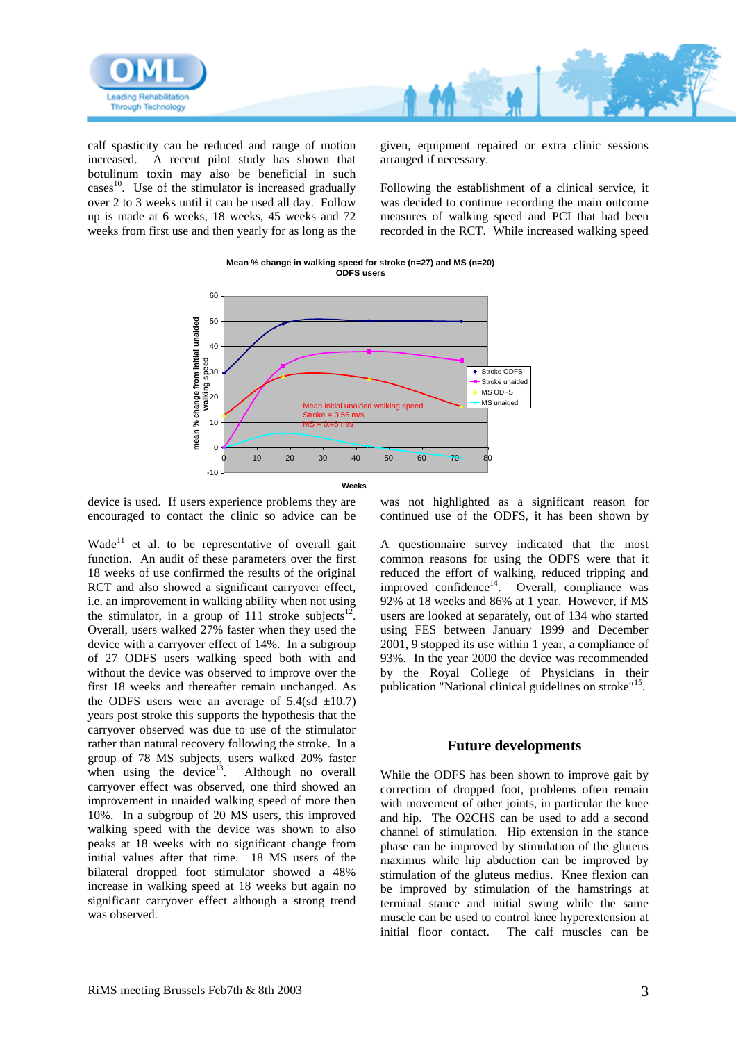calf spasticity can be reduced and range of motion increased. A recent pilot study has shown that botulinum toxin may also be beneficial in such cases[10]. Use of the stimulator is increased gradually over 2 to 3 weeks until it can be used all day. Follow up is made at 6 weeks, 18 weeks, 45 weeks and 72 weeks from first use and then yearly for as long as the device is used. If users experience problems they are encouraged to contact the clinic so advice can be given, equipment repaired or extra clinic sessions arranged if necessary.

Following the establishment of a clinical service, it was decided to continue recording the main outcome measures of walking speed and PCI that had been recorded in the RCT. While increased walking speed was not highlighted as a significant reason for continued use of the ODFS, it has been shown by Wade[11] et al. to be representative of overall gait function. An audit of these parameters over the first 18 weeks of use confirmed the results of the original RCT and also showed a significant carryover effect, i.e. an improvement in walking ability when not using the stimulator, in a group of 111 stroke subjects[12]. Overall, users walked 27% faster when they used the device with a carryover effect of 14%. In a subgroup of 27 ODFS users walking speed both with and without the device was observed to improve over the first 18 weeks and thereafter remain unchanged. As the ODFS users were an average of 5.4(sd ±10.7) years post stroke this supports the hypothesis that the carryover observed was due to use of the stimulator rather than natural recovery following the stroke. In a group of 78 MS subjects, users walked 20% faster when using the device[13]. Although no overall carryover effect was observed, one third showed an improvement in unaided walking speed of more then 10%. In a subgroup of 20 MS users, this improved walking speed with the device was shown to also peaks at 18 weeks with no significant change from initial values after that time. 18 MS users of the bilateral dropped foot stimulator showed a 48% increase in walking speed at 18 weeks but again no significant carryover effect although a strong trend was observed.

A questionnaire survey indicated that the most common reasons for using the ODFS were that it reduced the effort of walking, reduced tripping and improved confidence[14]. Overall, compliance was 92% at 18 weeks and 86% at 1 year. However, if MS users are looked at separately, out of 134 who started using FES between January 1999 and December 2001, 9 stopped its use within 1 year, a compliance of 93%. In the year 2000 the device was recommended by the Royal College of Physicians in their publication "National clinical guidelines on stroke"[15].

## Future developments

While the ODFS has been shown to improve gait by correction of dropped foot, problems often remain with movement of other joints, in particular the knee and hip. The O2CHS can be used to add a second channel of stimulation. Hip extension in the stance phase can be improved by stimulation of the gluteus maximus while hip abduction can be improved by stimulation of the gluteus medius. Knee flexion can be improved by stimulation of the hamstrings at terminal stance and initial swing while the same muscle can be used to control knee hyperextension at initial floor contact. The calf muscles can be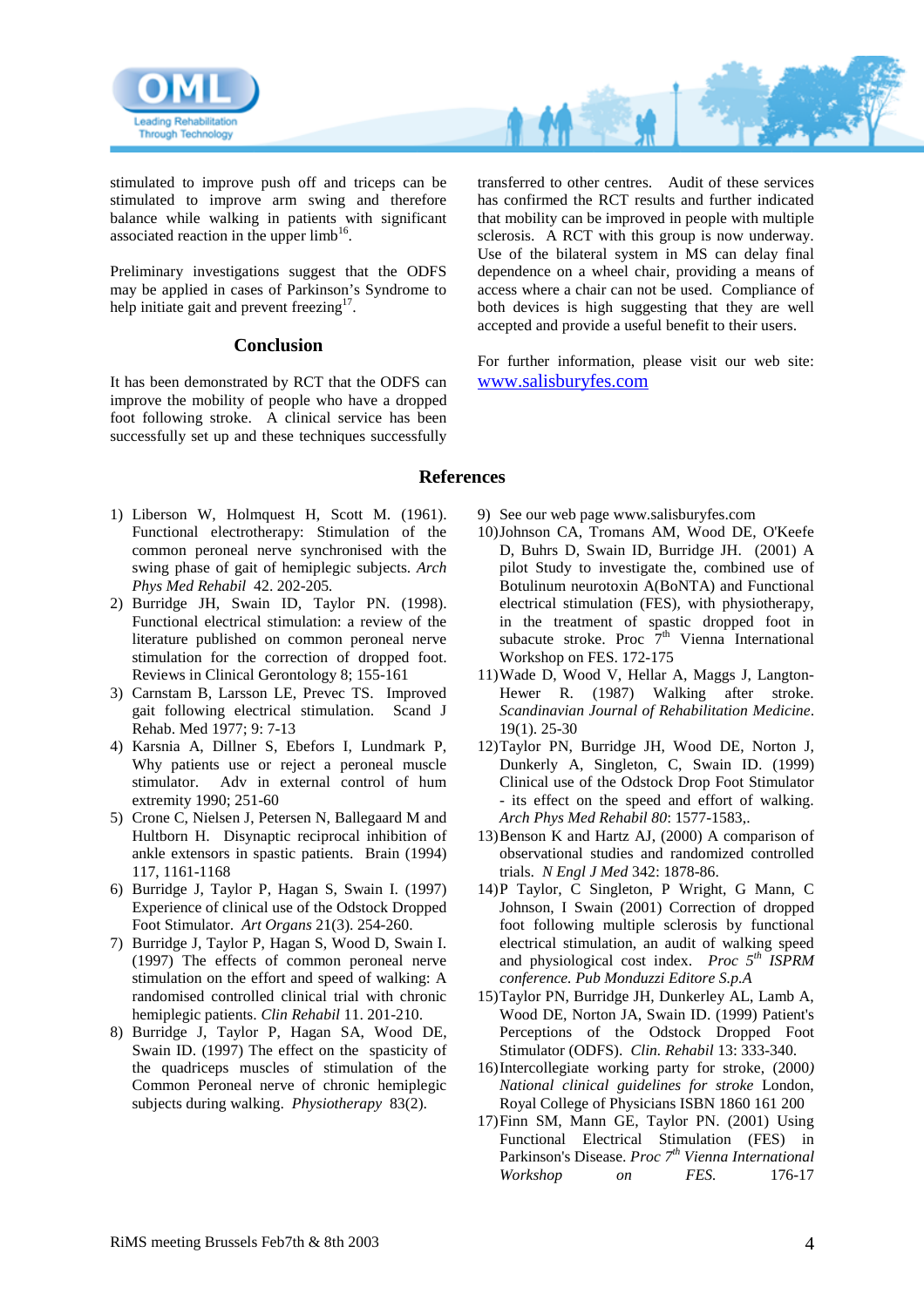stimulated to improve push off and triceps can be stimulated to improve arm swing and therefore balance while walking in patients with significant associated reaction in the upper limb[16].

Preliminary investigations suggest that the ODFS may be applied in cases of Parkinson's Syndrome to help initiate gait and prevent freezing[17].

## Conclusion

It has been demonstrated by RCT that the ODFS can improve the mobility of people who have a dropped foot following stroke. A clinical service has been successfully set up and these techniques successfully transferred to other centres. Audit of these services has confirmed the RCT results and further indicated that mobility can be improved in people with multiple sclerosis. A RCT with this group is now underway. Use of the bilateral system in MS can delay final dependence on a wheel chair, providing a means of access where a chair can not be used. Compliance of both devices is high suggesting that they are well accepted and provide a useful benefit to their users.

For further information, please visit our web site: [www.salisburyfes.com](http://www.salisburyfes.com)

## References

1) Liberson W, Holmquest H, Scott M. (1961). Functional electrotherapy: Stimulation of the common peroneal nerve synchronised with the swing phase of gait of hemiplegic subjects. *Arch Phys Med Rehabil* 42. 202-205.
2) Burridge JH, Swain ID, Taylor PN. (1998). Functional electrical stimulation: a review of the literature published on common peroneal nerve stimulation for the correction of dropped foot. Reviews in Clinical Gerontology 8; 155-161
3) Carnstam B, Larsson LE, Prevec TS. Improved gait following electrical stimulation. Scand J Rehab. Med 1977; 9: 7-13
4) Karsnia A, Dillner S, Ebefors I, Lundmark P, Why patients use or reject a peroneal muscle stimulator. Adv in external control of hum extremity 1990; 251-60
5) Crone C, Nielsen J, Petersen N, Ballegaard M and Hultborn H. Disynaptic reciprocal inhibition of ankle extensors in spastic patients. Brain (1994) 117, 1161-1168
6) Burridge J, Taylor P, Hagan S, Swain I. (1997) Experience of clinical use of the Odstock Dropped Foot Stimulator. *Art Organs* 21(3). 254-260.
7) Burridge J, Taylor P, Hagan S, Wood D, Swain I. (1997) The effects of common peroneal nerve stimulation on the effort and speed of walking: A randomised controlled clinical trial with chronic hemiplegic patients. *Clin Rehabil* 11. 201-210.
8) Burridge J, Taylor P, Hagan SA, Wood DE, Swain ID. (1997) The effect on the spasticity of the quadriceps muscles of stimulation of the Common Peroneal nerve of chronic hemiplegic subjects during walking. *Physiotherapy* 83(2).
9) See our web page www.salisburyfes.com
10) Johnson CA, Tromans AM, Wood DE, O'Keefe D, Buhrs D, Swain ID, Burridge JH. (2001) A pilot Study to investigate the, combined use of Botulinum neurotoxin A(BoNTA) and Functional electrical stimulation (FES), with physiotherapy, in the treatment of spastic dropped foot in subacute stroke. Proc 7th Vienna International Workshop on FES. 172-175
11) Wade D, Wood V, Hellar A, Maggs J, Langton-Hewer R. (1987) Walking after stroke. *Scandinavian Journal of Rehabilitation Medicine*. 19(1). 25-30
12) Taylor PN, Burridge JH, Wood DE, Norton J, Dunkerly A, Singleton, C, Swain ID. (1999) Clinical use of the Odstock Drop Foot Stimulator - its effect on the speed and effort of walking. *Arch Phys Med Rehabil 80*: 1577-1583,.
13) Benson K and Hartz AJ, (2000) A comparison of observational studies and randomized controlled trials. *N Engl J Med* 342: 1878-86.
14) P Taylor, C Singleton, P Wright, G Mann, C Johnson, I Swain (2001) Correction of dropped foot following multiple sclerosis by functional electrical stimulation, an audit of walking speed and physiological cost index. *Proc 5th ISPRM conference. Pub Monduzzi Editore S.p.A*
15) Taylor PN, Burridge JH, Dunkerley AL, Lamb A, Wood DE, Norton JA, Swain ID. (1999) Patient's Perceptions of the Odstock Dropped Foot Stimulator (ODFS). *Clin. Rehabil* 13: 333-340.
16) Intercollegiate working party for stroke, (2000*) National clinical guidelines for stroke* London, Royal College of Physicians ISBN 1860 161 200
17) Finn SM, Mann GE, Taylor PN. (2001) Using Functional Electrical Stimulation (FES) in Parkinson's Disease. *Proc 7th Vienna International Workshop on FES.* 176-17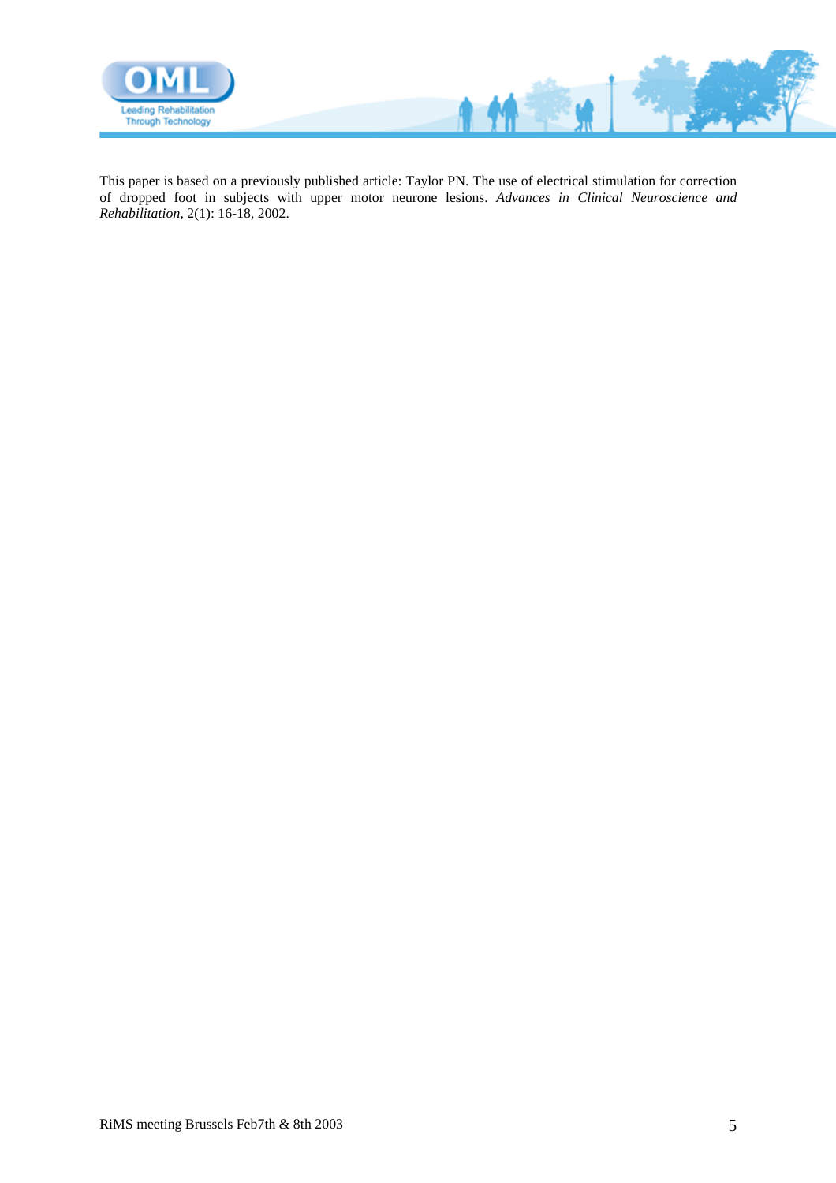This paper is based on a previously published article: Taylor PN. The use of electrical stimulation for correction of dropped foot in subjects with upper motor neurone lesions. *Advances in Clinical Neuroscience and Rehabilitation,* 2(1): 16-18, 2002.